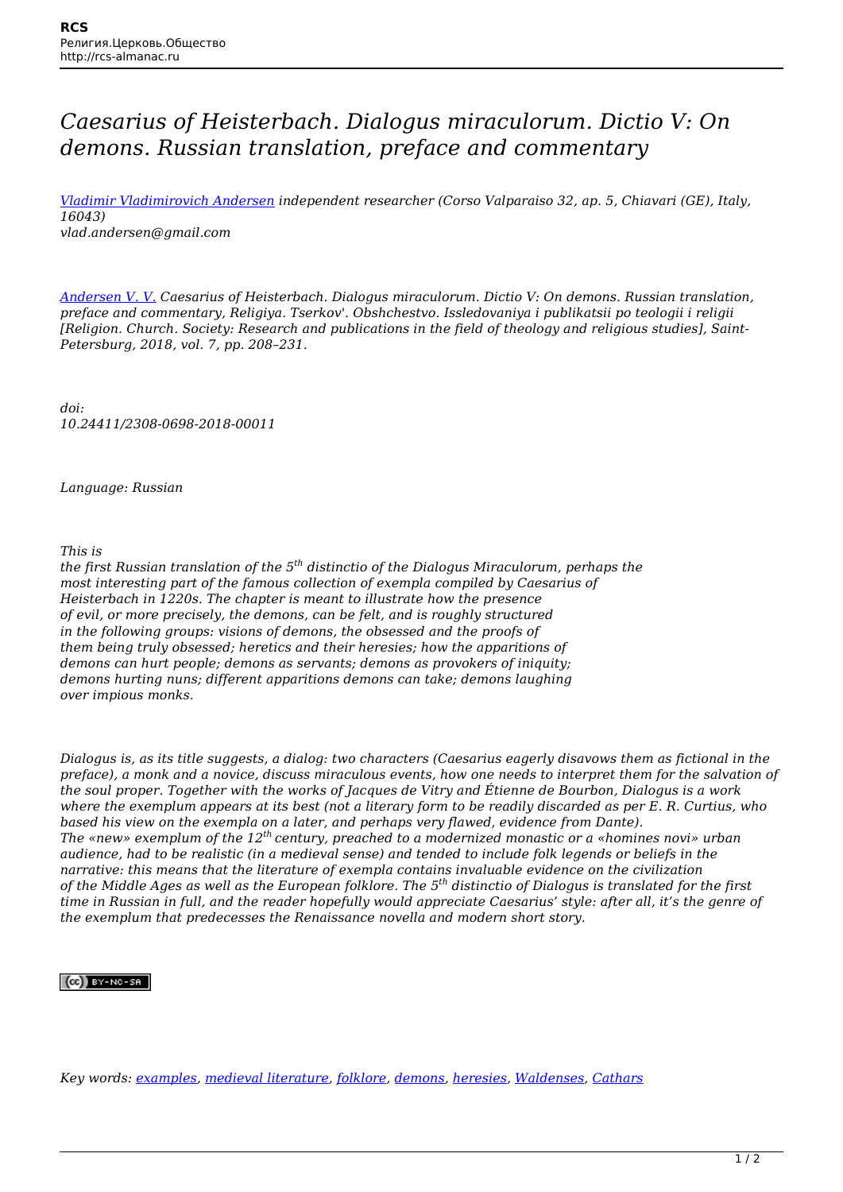# *Caesarius of Heisterbach. Dialogus miraculorum. Dictio V: On demons. Russian translation, preface and commentary*

*Vladimir Vladimirovich Andersen independent researcher (Corso Valparaiso 32, ap. 5, Chiavari (GE), Italy, 16043)*
*vlad.andersen@gmail.com*

*Andersen V. V. Caesarius of Heisterbach. Dialogus miraculorum. Dictio V: On demons. Russian translation, preface and commentary, Religiya. Tserkov'. Obshchestvo. Issledovaniya i publikatsii po teologii i religii [Religion. Church. Society: Research and publications in the field of theology and religious studies], Saint-Petersburg, 2018, vol. 7, pp. 208–231.*

*doi:*
*10.24411/2308-0698-2018-00011*

*Language: Russian*

*This is the first Russian translation of the 5th distinctio of the Dialogus Miraculorum, perhaps the most interesting part of the famous collection of exempla compiled by Caesarius of Heisterbach in 1220s. The chapter is meant to illustrate how the presence of evil, or more precisely, the demons, can be felt, and is roughly structured in the following groups: visions of demons, the obsessed and the proofs of them being truly obsessed; heretics and their heresies; how the apparitions of demons can hurt people; demons as servants; demons as provokers of iniquity; demons hurting nuns; different apparitions demons can take; demons laughing over impious monks.*

*Dialogus is, as its title suggests, a dialog: two characters (Caesarius eagerly disavows them as fictional in the preface), a monk and a novice, discuss miraculous events, how one needs to interpret them for the salvation of the soul proper. Together with the works of Jacques de Vitry and Étienne de Bourbon, Dialogus is a work where the exemplum appears at its best (not a literary form to be readily discarded as per E. R. Curtius, who based his view on the exempla on a later, and perhaps very flawed, evidence from Dante).*
*The «new» exemplum of the 12th century, preached to a modernized monastic or a «homines novi» urban audience, had to be realistic (in a medieval sense) and tended to include folk legends or beliefs in the narrative: this means that the literature of exempla contains invaluable evidence on the civilization of the Middle Ages as well as the European folklore. The 5th distinctio of Dialogus is translated for the first time in Russian in full, and the reader hopefully would appreciate Caesarius' style: after all, it's the genre of the exemplum that predecesses the Renaissance novella and modern short story.*

CC BY-NC-SA

*Key words: examples, medieval literature, folklore, demons, heresies, Waldenses, Cathars*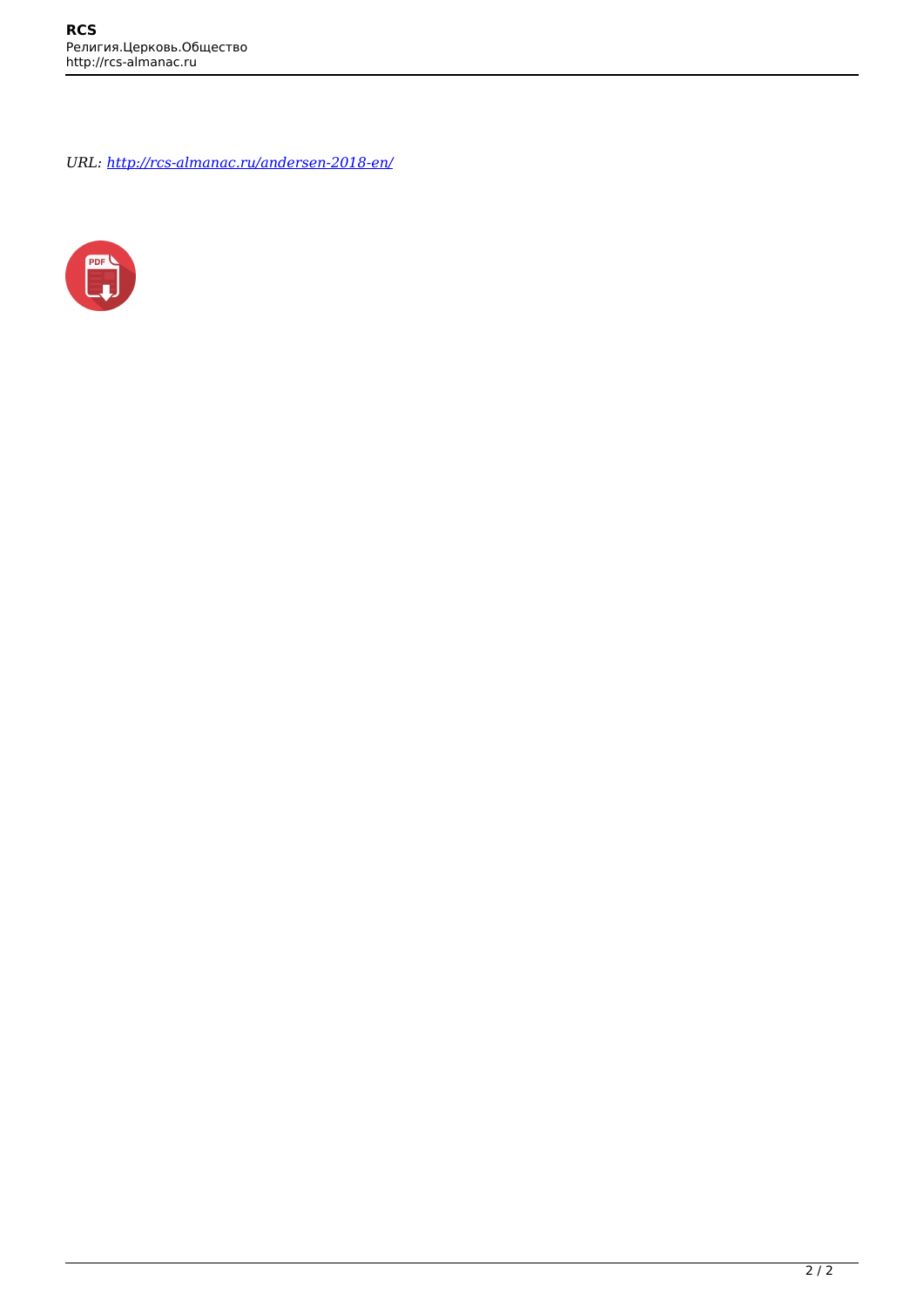*URL: http://rcs-almanac.ru/andersen-2018-en/*